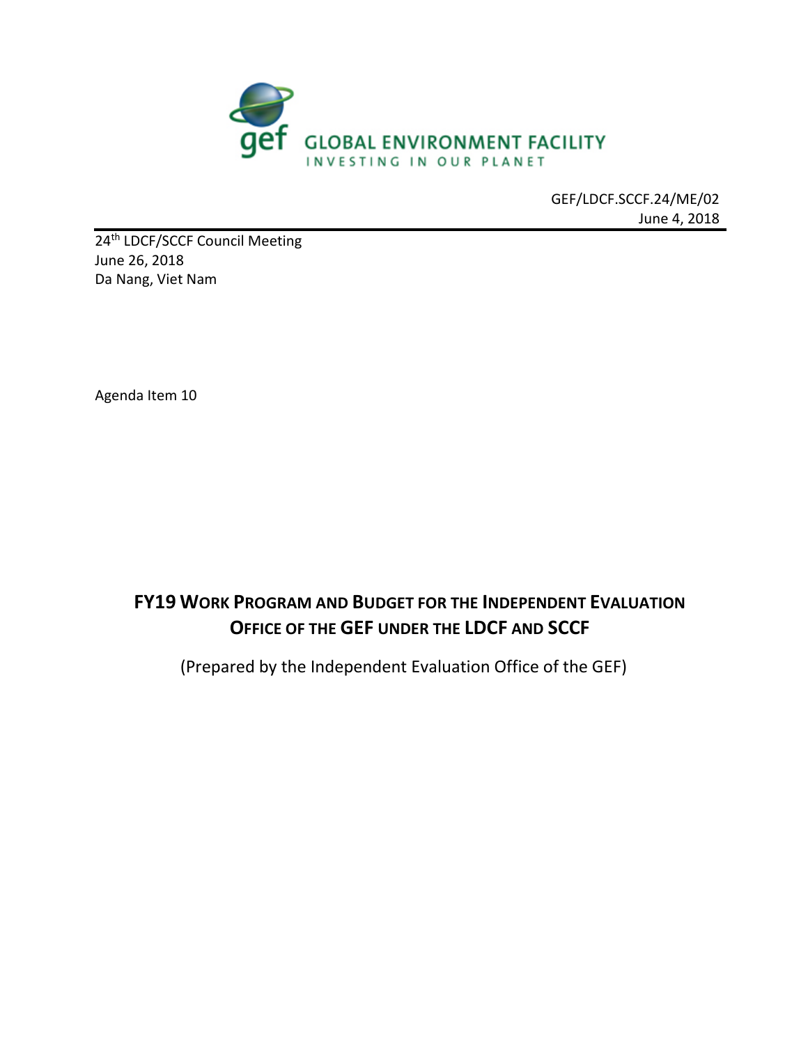GLOBAL ENVIRONMENT FACILITY
INVESTING IN OUR PLANET

GEF/LDCF.SCCF.24/ME/02
June 4, 2018

24th LDCF/SCCF Council Meeting
June 26, 2018
Da Nang, Viet Nam

Agenda Item 10

# FY19 Work Program and Budget for the Independent Evaluation Office of the GEF under the LDCF and SCCF

(Prepared by the Independent Evaluation Office of the GEF)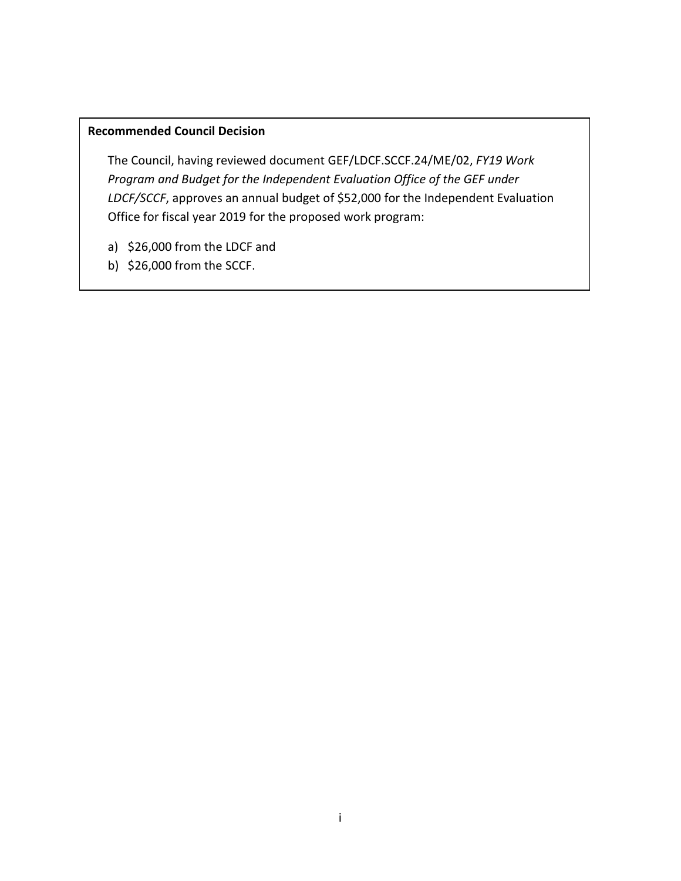**Recommended Council Decision**

The Council, having reviewed document GEF/LDCF.SCCF.24/ME/02, *FY19 Work Program and Budget for the Independent Evaluation Office of the GEF under LDCF/SCCF*, approves an annual budget of $52,000 for the Independent Evaluation Office for fiscal year 2019 for the proposed work program:

a) $26,000 from the LDCF and
b) $26,000 from the SCCF.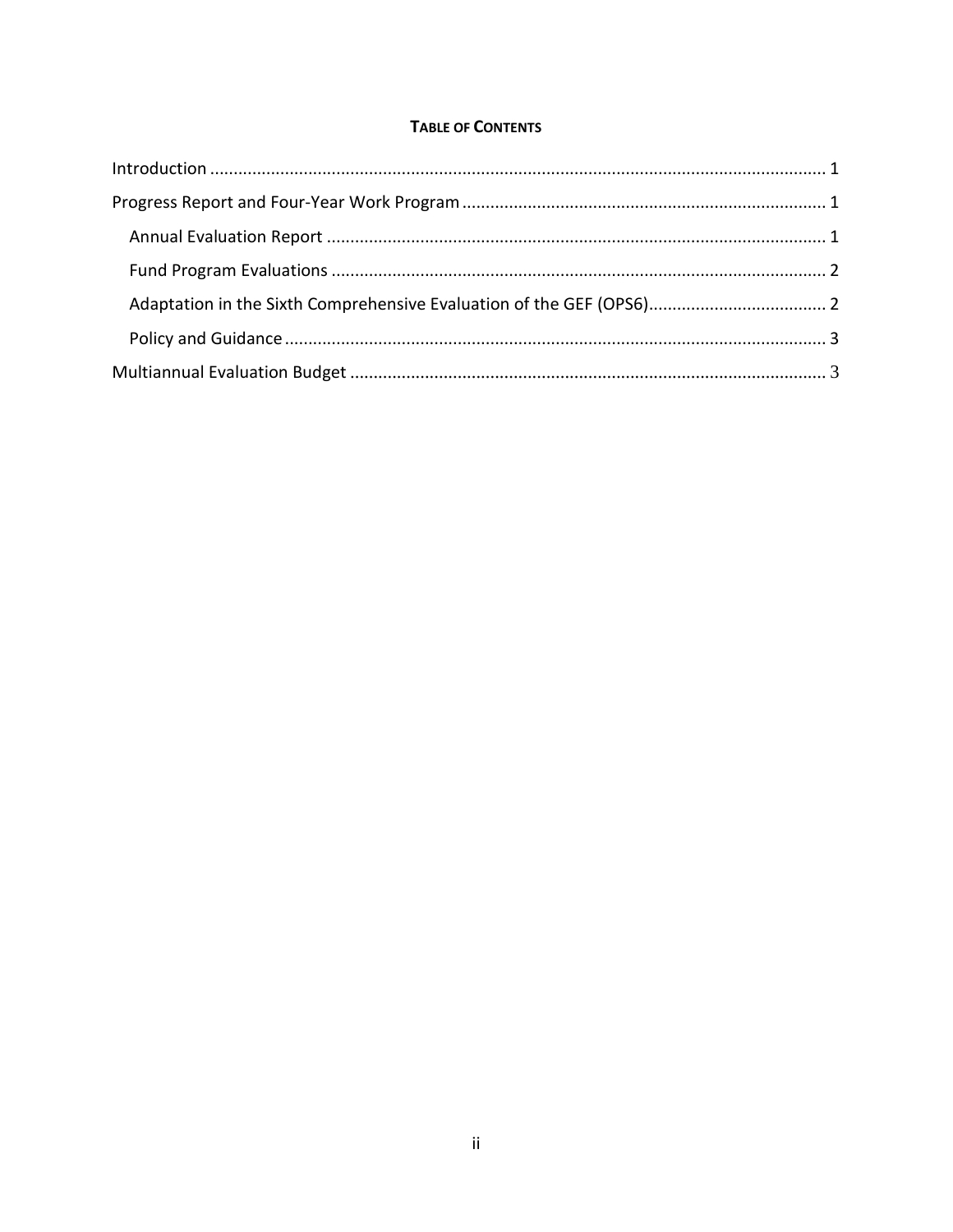**TABLE OF CONTENTS**

Introduction ........................................................................................................................ 1

Progress Report and Four-Year Work Program ............................................................................ 1

  Annual Evaluation Report ........................................................................................................ 1

  Fund Program Evaluations ........................................................................................................ 2

  Adaptation in the Sixth Comprehensive Evaluation of the GEF (OPS6)...................................... 2

  Policy and Guidance .................................................................................................................. 3

Multiannual Evaluation Budget ..................................................................................................... 3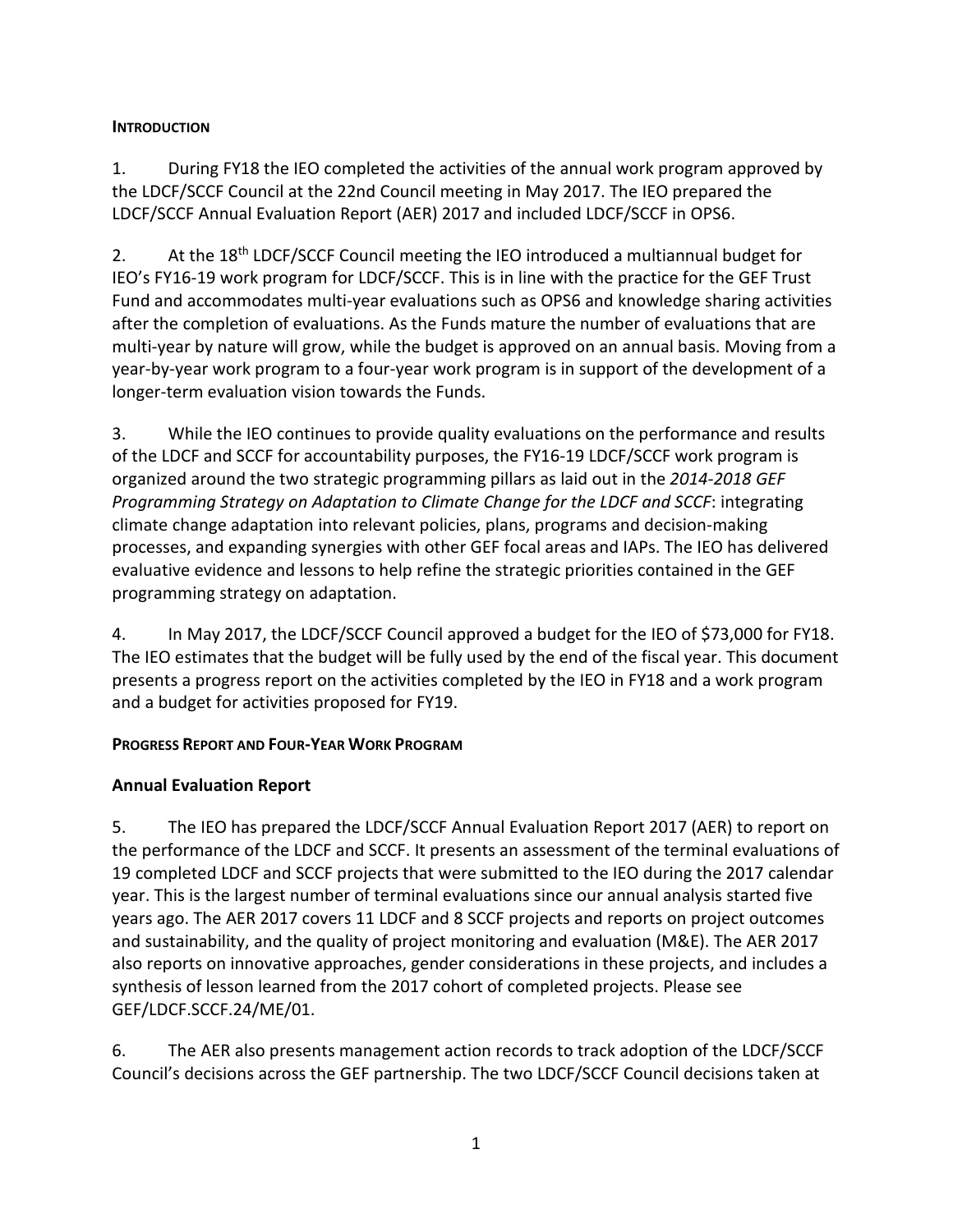## INTRODUCTION

1. During FY18 the IEO completed the activities of the annual work program approved by the LDCF/SCCF Council at the 22nd Council meeting in May 2017. The IEO prepared the LDCF/SCCF Annual Evaluation Report (AER) 2017 and included LDCF/SCCF in OPS6.

2. At the 18th LDCF/SCCF Council meeting the IEO introduced a multiannual budget for IEO's FY16-19 work program for LDCF/SCCF. This is in line with the practice for the GEF Trust Fund and accommodates multi-year evaluations such as OPS6 and knowledge sharing activities after the completion of evaluations. As the Funds mature the number of evaluations that are multi-year by nature will grow, while the budget is approved on an annual basis. Moving from a year-by-year work program to a four-year work program is in support of the development of a longer-term evaluation vision towards the Funds.

3. While the IEO continues to provide quality evaluations on the performance and results of the LDCF and SCCF for accountability purposes, the FY16-19 LDCF/SCCF work program is organized around the two strategic programming pillars as laid out in the *2014-2018 GEF Programming Strategy on Adaptation to Climate Change for the LDCF and SCCF*: integrating climate change adaptation into relevant policies, plans, programs and decision-making processes, and expanding synergies with other GEF focal areas and IAPs. The IEO has delivered evaluative evidence and lessons to help refine the strategic priorities contained in the GEF programming strategy on adaptation.

4. In May 2017, the LDCF/SCCF Council approved a budget for the IEO of $73,000 for FY18. The IEO estimates that the budget will be fully used by the end of the fiscal year. This document presents a progress report on the activities completed by the IEO in FY18 and a work program and a budget for activities proposed for FY19.

## PROGRESS REPORT AND FOUR-YEAR WORK PROGRAM

### Annual Evaluation Report

5. The IEO has prepared the LDCF/SCCF Annual Evaluation Report 2017 (AER) to report on the performance of the LDCF and SCCF. It presents an assessment of the terminal evaluations of 19 completed LDCF and SCCF projects that were submitted to the IEO during the 2017 calendar year. This is the largest number of terminal evaluations since our annual analysis started five years ago. The AER 2017 covers 11 LDCF and 8 SCCF projects and reports on project outcomes and sustainability, and the quality of project monitoring and evaluation (M&E). The AER 2017 also reports on innovative approaches, gender considerations in these projects, and includes a synthesis of lesson learned from the 2017 cohort of completed projects. Please see GEF/LDCF.SCCF.24/ME/01.

6. The AER also presents management action records to track adoption of the LDCF/SCCF Council's decisions across the GEF partnership. The two LDCF/SCCF Council decisions taken at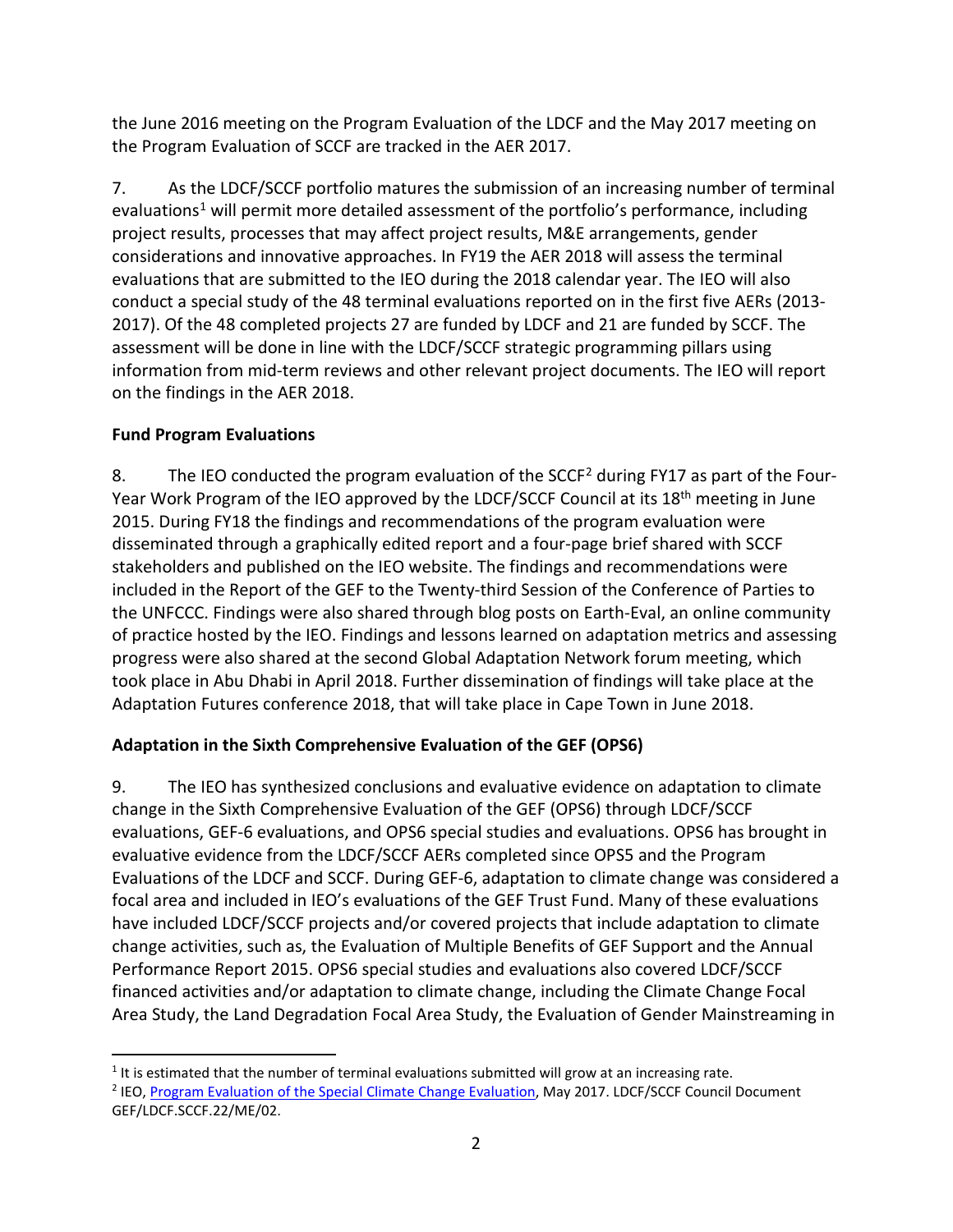the June 2016 meeting on the Program Evaluation of the LDCF and the May 2017 meeting on the Program Evaluation of SCCF are tracked in the AER 2017.

7. As the LDCF/SCCF portfolio matures the submission of an increasing number of terminal evaluations[1] will permit more detailed assessment of the portfolio's performance, including project results, processes that may affect project results, M&E arrangements, gender considerations and innovative approaches. In FY19 the AER 2018 will assess the terminal evaluations that are submitted to the IEO during the 2018 calendar year. The IEO will also conduct a special study of the 48 terminal evaluations reported on in the first five AERs (2013-2017). Of the 48 completed projects 27 are funded by LDCF and 21 are funded by SCCF. The assessment will be done in line with the LDCF/SCCF strategic programming pillars using information from mid-term reviews and other relevant project documents. The IEO will report on the findings in the AER 2018.

**Fund Program Evaluations**

8. The IEO conducted the program evaluation of the SCCF[2] during FY17 as part of the Four-Year Work Program of the IEO approved by the LDCF/SCCF Council at its 18th meeting in June 2015. During FY18 the findings and recommendations of the program evaluation were disseminated through a graphically edited report and a four-page brief shared with SCCF stakeholders and published on the IEO website. The findings and recommendations were included in the Report of the GEF to the Twenty-third Session of the Conference of Parties to the UNFCCC. Findings were also shared through blog posts on Earth-Eval, an online community of practice hosted by the IEO. Findings and lessons learned on adaptation metrics and assessing progress were also shared at the second Global Adaptation Network forum meeting, which took place in Abu Dhabi in April 2018. Further dissemination of findings will take place at the Adaptation Futures conference 2018, that will take place in Cape Town in June 2018.

**Adaptation in the Sixth Comprehensive Evaluation of the GEF (OPS6)**

9. The IEO has synthesized conclusions and evaluative evidence on adaptation to climate change in the Sixth Comprehensive Evaluation of the GEF (OPS6) through LDCF/SCCF evaluations, GEF-6 evaluations, and OPS6 special studies and evaluations. OPS6 has brought in evaluative evidence from the LDCF/SCCF AERs completed since OPS5 and the Program Evaluations of the LDCF and SCCF. During GEF-6, adaptation to climate change was considered a focal area and included in IEO's evaluations of the GEF Trust Fund. Many of these evaluations have included LDCF/SCCF projects and/or covered projects that include adaptation to climate change activities, such as, the Evaluation of Multiple Benefits of GEF Support and the Annual Performance Report 2015. OPS6 special studies and evaluations also covered LDCF/SCCF financed activities and/or adaptation to climate change, including the Climate Change Focal Area Study, the Land Degradation Focal Area Study, the Evaluation of Gender Mainstreaming in

---

[1] It is estimated that the number of terminal evaluations submitted will grow at an increasing rate.

[2] IEO, Program Evaluation of the Special Climate Change Evaluation, May 2017. LDCF/SCCF Council Document GEF/LDCF.SCCF.22/ME/02.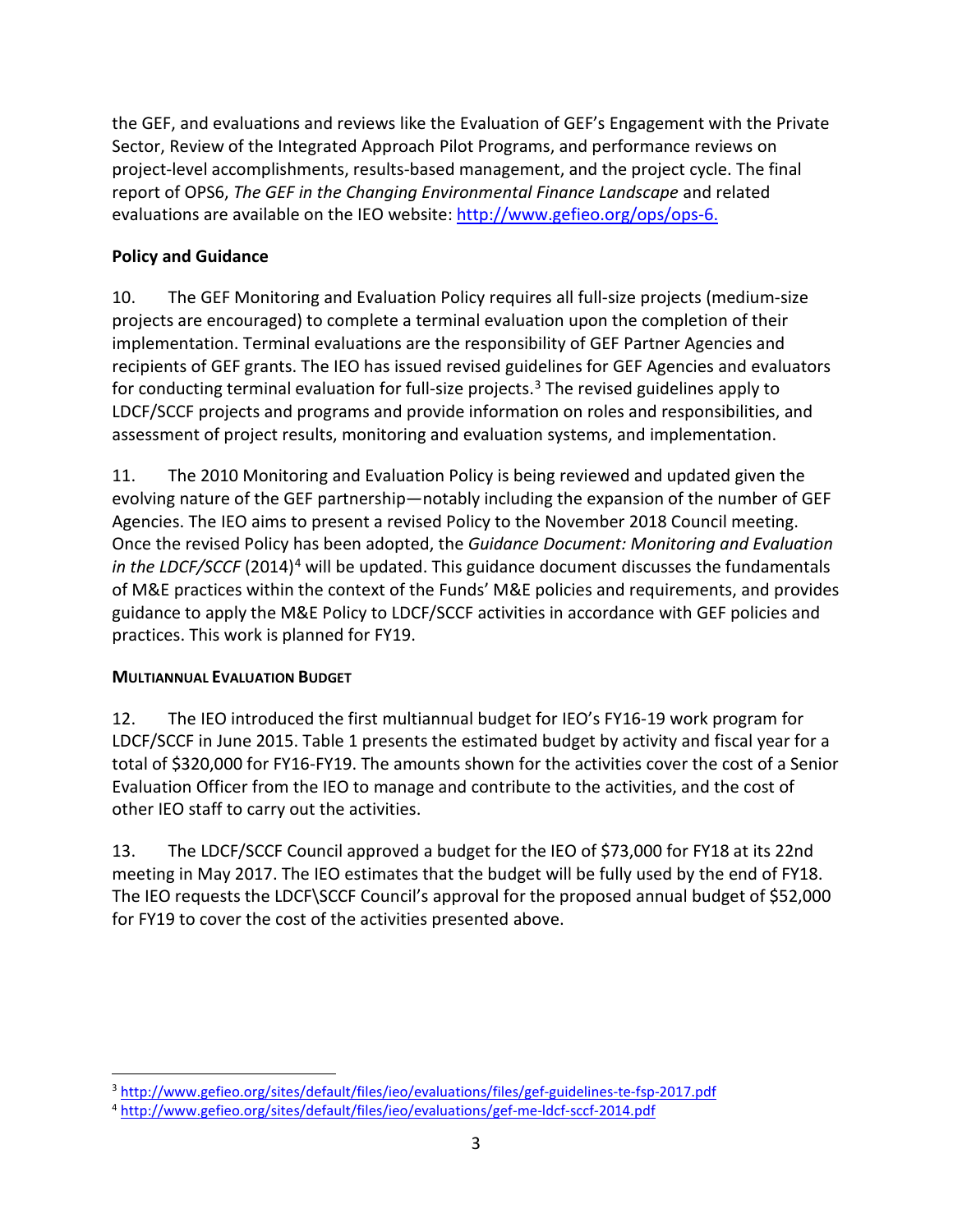the GEF, and evaluations and reviews like the Evaluation of GEF's Engagement with the Private Sector, Review of the Integrated Approach Pilot Programs, and performance reviews on project-level accomplishments, results-based management, and the project cycle. The final report of OPS6, *The GEF in the Changing Environmental Finance Landscape* and related evaluations are available on the IEO website: http://www.gefieo.org/ops/ops-6.

**Policy and Guidance**

10. The GEF Monitoring and Evaluation Policy requires all full-size projects (medium-size projects are encouraged) to complete a terminal evaluation upon the completion of their implementation. Terminal evaluations are the responsibility of GEF Partner Agencies and recipients of GEF grants. The IEO has issued revised guidelines for GEF Agencies and evaluators for conducting terminal evaluation for full-size projects.[3] The revised guidelines apply to LDCF/SCCF projects and programs and provide information on roles and responsibilities, and assessment of project results, monitoring and evaluation systems, and implementation.

11. The 2010 Monitoring and Evaluation Policy is being reviewed and updated given the evolving nature of the GEF partnership—notably including the expansion of the number of GEF Agencies. The IEO aims to present a revised Policy to the November 2018 Council meeting. Once the revised Policy has been adopted, the *Guidance Document: Monitoring and Evaluation in the LDCF/SCCF* (2014)[4] will be updated. This guidance document discusses the fundamentals of M&E practices within the context of the Funds' M&E policies and requirements, and provides guidance to apply the M&E Policy to LDCF/SCCF activities in accordance with GEF policies and practices. This work is planned for FY19.

**MULTIANNUAL EVALUATION BUDGET**

12. The IEO introduced the first multiannual budget for IEO's FY16-19 work program for LDCF/SCCF in June 2015. Table 1 presents the estimated budget by activity and fiscal year for a total of $320,000 for FY16-FY19. The amounts shown for the activities cover the cost of a Senior Evaluation Officer from the IEO to manage and contribute to the activities, and the cost of other IEO staff to carry out the activities.

13. The LDCF/SCCF Council approved a budget for the IEO of $73,000 for FY18 at its 22nd meeting in May 2017. The IEO estimates that the budget will be fully used by the end of FY18. The IEO requests the LDCF\SCCF Council's approval for the proposed annual budget of $52,000 for FY19 to cover the cost of the activities presented above.

[3] http://www.gefieo.org/sites/default/files/ieo/evaluations/files/gef-guidelines-te-fsp-2017.pdf

[4] http://www.gefieo.org/sites/default/files/ieo/evaluations/gef-me-ldcf-sccf-2014.pdf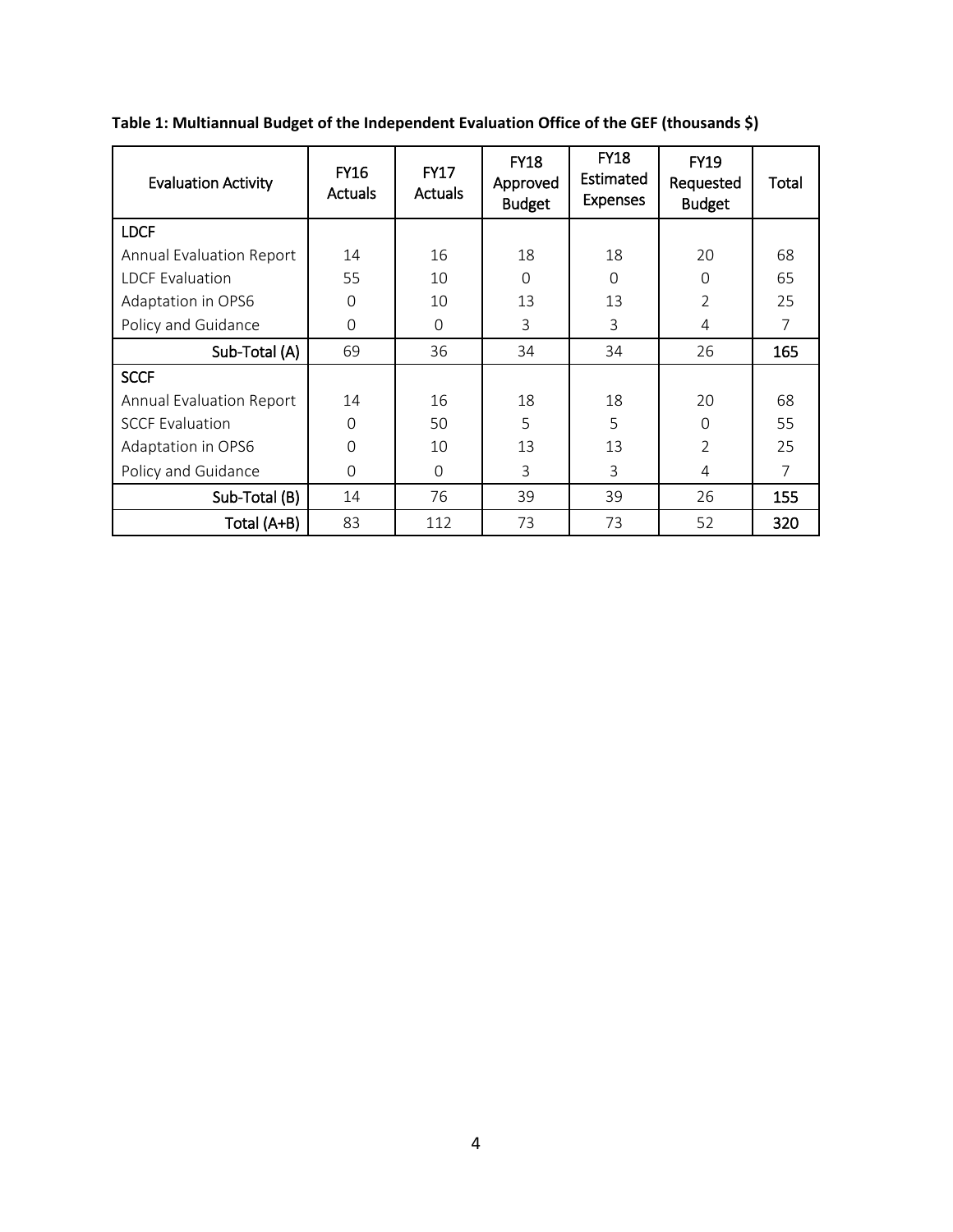**Table 1: Multiannual Budget of the Independent Evaluation Office of the GEF (thousands $)**

| Evaluation Activity | FY16 Actuals | FY17 Actuals | FY18 Approved Budget | FY18 Estimated Expenses | FY19 Requested Budget | Total |
|---|---|---|---|---|---|---|
| **LDCF** | | | | | | |
| Annual Evaluation Report | 14 | 16 | 18 | 18 | 20 | 68 |
| LDCF Evaluation | 55 | 10 | 0 | 0 | 0 | 65 |
| Adaptation in OPS6 | 0 | 10 | 13 | 13 | 2 | 25 |
| Policy and Guidance | 0 | 0 | 3 | 3 | 4 | 7 |
| Sub-Total (A) | 69 | 36 | 34 | 34 | 26 | **165** |
| **SCCF** | | | | | | |
| Annual Evaluation Report | 14 | 16 | 18 | 18 | 20 | 68 |
| SCCF Evaluation | 0 | 50 | 5 | 5 | 0 | 55 |
| Adaptation in OPS6 | 0 | 10 | 13 | 13 | 2 | 25 |
| Policy and Guidance | 0 | 0 | 3 | 3 | 4 | 7 |
| Sub-Total (B) | 14 | 76 | 39 | 39 | 26 | **155** |
| Total (A+B) | 83 | 112 | 73 | 73 | 52 | **320** |